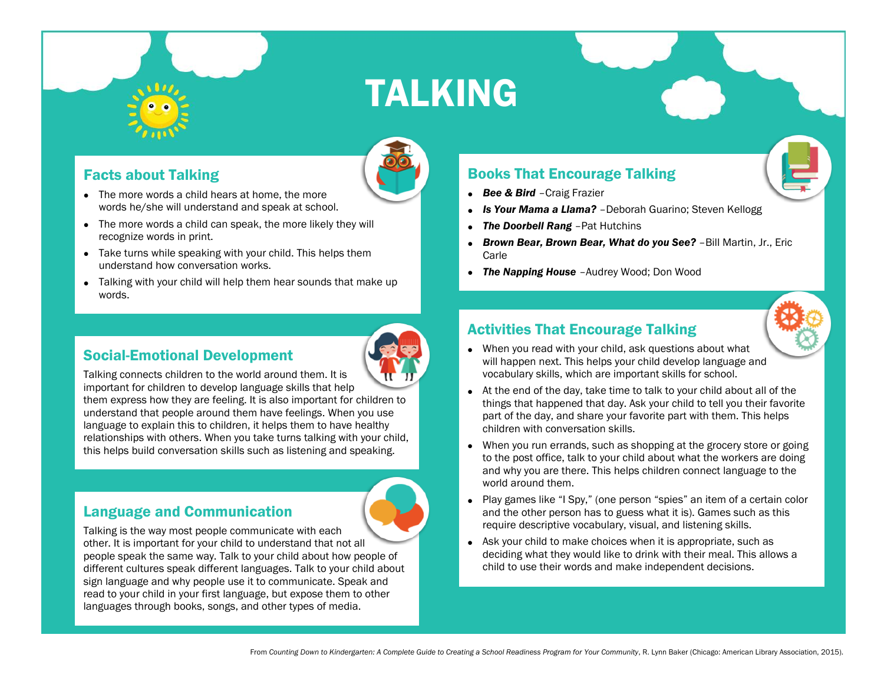# TALKING

## Facts about Talking

- The more words a child hears at home, the more words he/she will understand and speak at school.
- The more words a child can speak, the more likely they will recognize words in print.
- Take turns while speaking with your child. This helps them understand how conversation works.
- Talking with your child will help them hear sounds that make up words.

## Social-Emotional Development

Talking connects children to the world around them. It is important for children to develop language skills that help them express how they are feeling. It is also important for children to understand that people around them have feelings. When you use language to explain this to children, it helps them to have healthy relationships with others. When you take turns talking with your child, this helps build conversation skills such as listening and speaking.

## Language and Communication

Talking is the way most people communicate with each other. It is important for your child to understand that not all people speak the same way. Talk to your child about how people of different cultures speak different languages. Talk to your child about sign language and why people use it to communicate. Speak and read to your child in your first language, but expose them to other languages through books, songs, and other types of media.

## Books That Encourage Talking

- ***Bee & Bird*** –Craig Frazier
- ***Is Your Mama a Llama?*** –Deborah Guarino; Steven Kellogg
- ***The Doorbell Rang*** –Pat Hutchins
- ***Brown Bear, Brown Bear, What do you See?*** –Bill Martin, Jr., Eric Carle
- ***The Napping House*** –Audrey Wood; Don Wood

## Activities That Encourage Talking

- When you read with your child, ask questions about what will happen next. This helps your child develop language and vocabulary skills, which are important skills for school.
- At the end of the day, take time to talk to your child about all of the things that happened that day. Ask your child to tell you their favorite part of the day, and share your favorite part with them. This helps children with conversation skills.
- When you run errands, such as shopping at the grocery store or going to the post office, talk to your child about what the workers are doing and why you are there. This helps children connect language to the world around them.
- Play games like "I Spy," (one person "spies" an item of a certain color and the other person has to guess what it is). Games such as this require descriptive vocabulary, visual, and listening skills.
- Ask your child to make choices when it is appropriate, such as deciding what they would like to drink with their meal. This allows a child to use their words and make independent decisions.

From *Counting Down to Kindergarten: A Complete Guide to Creating a School Readiness Program for Your Community*, R. Lynn Baker (Chicago: American Library Association, 2015).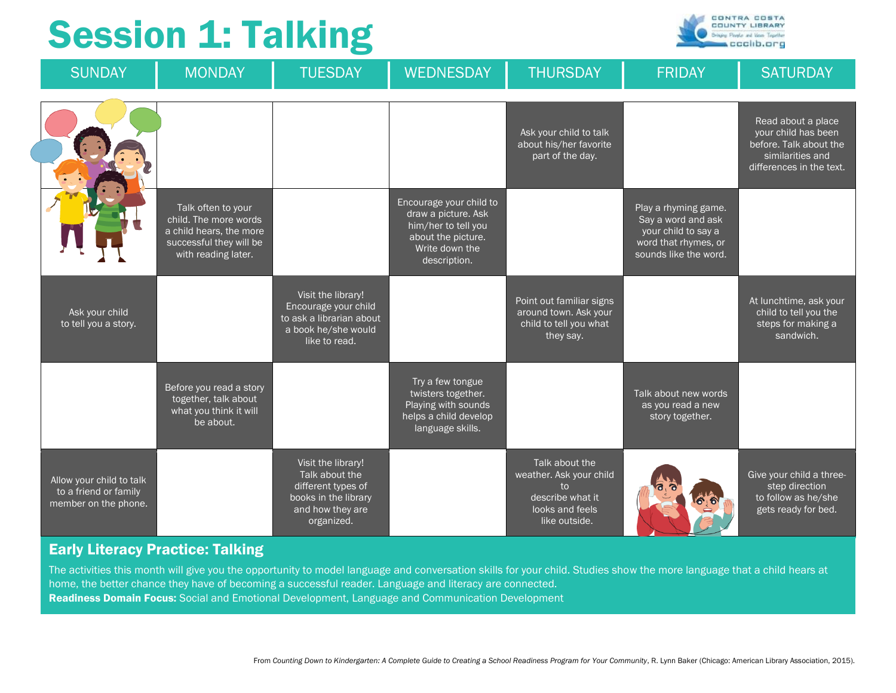# Session 1: Talking

| SUNDAY | MONDAY | TUESDAY | WEDNESDAY | THURSDAY | FRIDAY | SATURDAY |
|---|---|---|---|---|---|---|
| | | | | Ask your child to talk about his/her favorite part of the day. | | Read about a place your child has been before. Talk about the similarities and differences in the text. |
| | Talk often to your child. The more words a child hears, the more successful they will be with reading later. | | Encourage your child to draw a picture. Ask him/her to tell you about the picture. Write down the description. | | Play a rhyming game. Say a word and ask your child to say a word that rhymes, or sounds like the word. | |
| Ask your child to tell you a story. | | Visit the library! Encourage your child to ask a librarian about a book he/she would like to read. | | Point out familiar signs around town. Ask your child to tell you what they say. | | At lunchtime, ask your child to tell you the steps for making a sandwich. |
| | Before you read a story together, talk about what you think it will be about. | | Try a few tongue twisters together. Playing with sounds helps a child develop language skills. | | Talk about new words as you read a new story together. | |
| Allow your child to talk to a friend or family member on the phone. | | Visit the library! Talk about the different types of books in the library and how they are organized. | | Talk about the weather. Ask your child to describe what it looks and feels like outside. | | Give your child a three-step direction to follow as he/she gets ready for bed. |

## Early Literacy Practice: Talking

The activities this month will give you the opportunity to model language and conversation skills for your child. Studies show the more language that a child hears at home, the better chance they have of becoming a successful reader. Language and literacy are connected.

**Readiness Domain Focus:** Social and Emotional Development, Language and Communication Development

From *Counting Down to Kindergarten: A Complete Guide to Creating a School Readiness Program for Your Community*, R. Lynn Baker (Chicago: American Library Association, 2015).